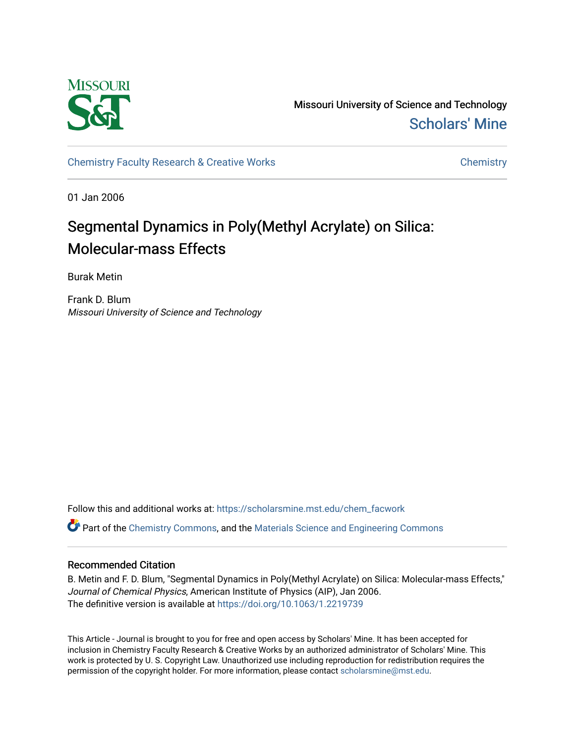Missouri University of Science and Technology

Scholars' Mine

Chemistry Faculty Research & Creative Works

Chemistry

01 Jan 2006

# Segmental Dynamics in Poly(Methyl Acrylate) on Silica: Molecular-mass Effects

Burak Metin

Frank D. Blum

*Missouri University of Science and Technology*

Follow this and additional works at: https://scholarsmine.mst.edu/chem_facwork

Part of the Chemistry Commons, and the Materials Science and Engineering Commons

## Recommended Citation

B. Metin and F. D. Blum, "Segmental Dynamics in Poly(Methyl Acrylate) on Silica: Molecular-mass Effects," *Journal of Chemical Physics*, American Institute of Physics (AIP), Jan 2006.

The definitive version is available at https://doi.org/10.1063/1.2219739

This Article - Journal is brought to you for free and open access by Scholars' Mine. It has been accepted for inclusion in Chemistry Faculty Research & Creative Works by an authorized administrator of Scholars' Mine. This work is protected by U. S. Copyright Law. Unauthorized use including reproduction for redistribution requires the permission of the copyright holder. For more information, please contact scholarsmine@mst.edu.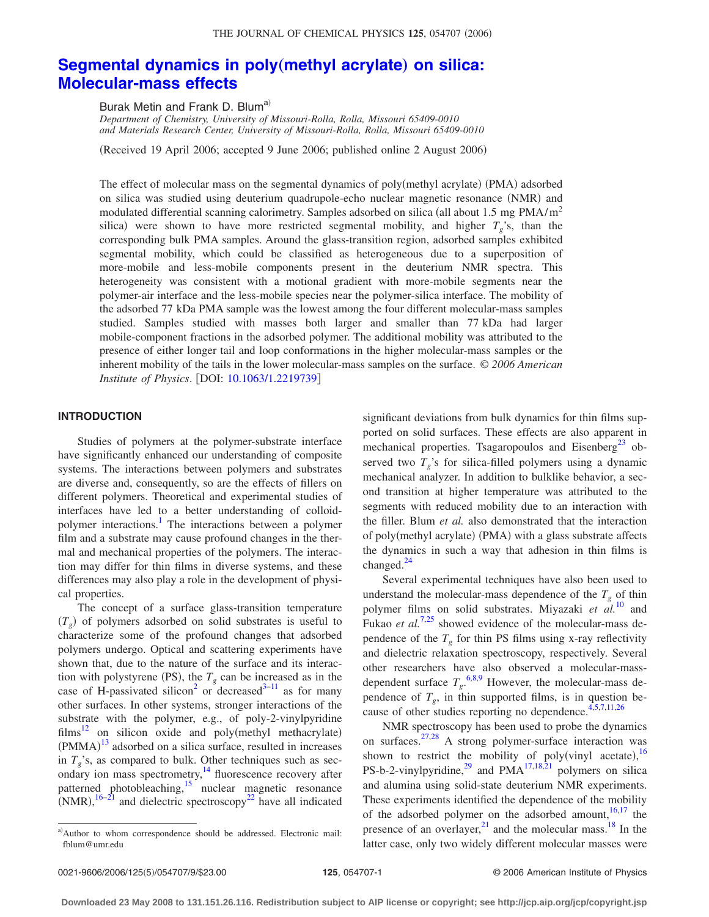# Segmental dynamics in poly(methyl acrylate) on silica: Molecular-mass effects

Burak Metin and Frank D. Blum[a)]

*Department of Chemistry, University of Missouri-Rolla, Rolla, Missouri 65409-0010 and Materials Research Center, University of Missouri-Rolla, Rolla, Missouri 65409-0010*

(Received 19 April 2006; accepted 9 June 2006; published online 2 August 2006)

The effect of molecular mass on the segmental dynamics of poly(methyl acrylate) (PMA) adsorbed on silica was studied using deuterium quadrupole-echo nuclear magnetic resonance (NMR) and modulated differential scanning calorimetry. Samples adsorbed on silica (all about 1.5 mg PMA/$m^2$ silica) were shown to have more restricted segmental mobility, and higher $T_g$'s, than the corresponding bulk PMA samples. Around the glass-transition region, adsorbed samples exhibited segmental mobility, which could be classified as heterogeneous due to a superposition of more-mobile and less-mobile components present in the deuterium NMR spectra. This heterogeneity was consistent with a motional gradient with more-mobile segments near the polymer-air interface and the less-mobile species near the polymer-silica interface. The mobility of the adsorbed 77 kDa PMA sample was the lowest among the four different molecular-mass samples studied. Samples studied with masses both larger and smaller than 77 kDa had larger mobile-component fractions in the adsorbed polymer. The additional mobility was attributed to the presence of either longer tail and loop conformations in the higher molecular-mass samples or the inherent mobility of the tails in the lower molecular-mass samples on the surface. *© 2006 American Institute of Physics*. [DOI: 10.1063/1.2219739]

## INTRODUCTION

Studies of polymers at the polymer-substrate interface have significantly enhanced our understanding of composite systems. The interactions between polymers and substrates are diverse and, consequently, so are the effects of fillers on different polymers. Theoretical and experimental studies of interfaces have led to a better understanding of colloid-polymer interactions.[1] The interactions between a polymer film and a substrate may cause profound changes in the thermal and mechanical properties of the polymers. The interaction may differ for thin films in diverse systems, and these differences may also play a role in the development of physical properties.

The concept of a surface glass-transition temperature ($T_g$) of polymers adsorbed on solid substrates is useful to characterize some of the profound changes that adsorbed polymers undergo. Optical and scattering experiments have shown that, due to the nature of the surface and its interaction with polystyrene (PS), the $T_g$ can be increased as in the case of H-passivated silicon[2] or decreased[3–11] as for many other surfaces. In other systems, stronger interactions of the substrate with the polymer, e.g., of poly-2-vinylpyridine films[12] on silicon oxide and poly(methyl methacrylate) (PMMA)[13] adsorbed on a silica surface, resulted in increases in $T_g$'s, as compared to bulk. Other techniques such as secondary ion mass spectrometry,[14] fluorescence recovery after patterned photobleaching,[15] nuclear magnetic resonance (NMR),[16–21] and dielectric spectroscopy[22] have all indicated significant deviations from bulk dynamics for thin films supported on solid surfaces. These effects are also apparent in mechanical properties. Tsagaropoulos and Eisenberg[23] observed two $T_g$'s for silica-filled polymers using a dynamic mechanical analyzer. In addition to bulklike behavior, a second transition at higher temperature was attributed to the segments with reduced mobility due to an interaction with the filler. Blum *et al.* also demonstrated that the interaction of poly(methyl acrylate) (PMA) with a glass substrate affects the dynamics in such a way that adhesion in thin films is changed.[24]

Several experimental techniques have also been used to understand the molecular-mass dependence of the $T_g$ of thin polymer films on solid substrates. Miyazaki *et al.*[10] and Fukao *et al.*[7,25] showed evidence of the molecular-mass dependence of the $T_g$ for thin PS films using x-ray reflectivity and dielectric relaxation spectroscopy, respectively. Several other researchers have also observed a molecular-mass-dependent surface $T_g$.[6,8,9] However, the molecular-mass dependence of $T_g$, in thin supported films, is in question because of other studies reporting no dependence.[4,5,7,11,26]

NMR spectroscopy has been used to probe the dynamics on surfaces.[27,28] A strong polymer-surface interaction was shown to restrict the mobility of poly(vinyl acetate),[16] PS-b-2-vinylpyridine,[29] and PMA[17,18,21] polymers on silica and alumina using solid-state deuterium NMR experiments. These experiments identified the dependence of the mobility of the adsorbed polymer on the adsorbed amount,[16,17] the presence of an overlayer,[21] and the molecular mass.[18] In the latter case, only two widely different molecular masses were

[a)] Author to whom correspondence should be addressed. Electronic mail: fblum@umr.edu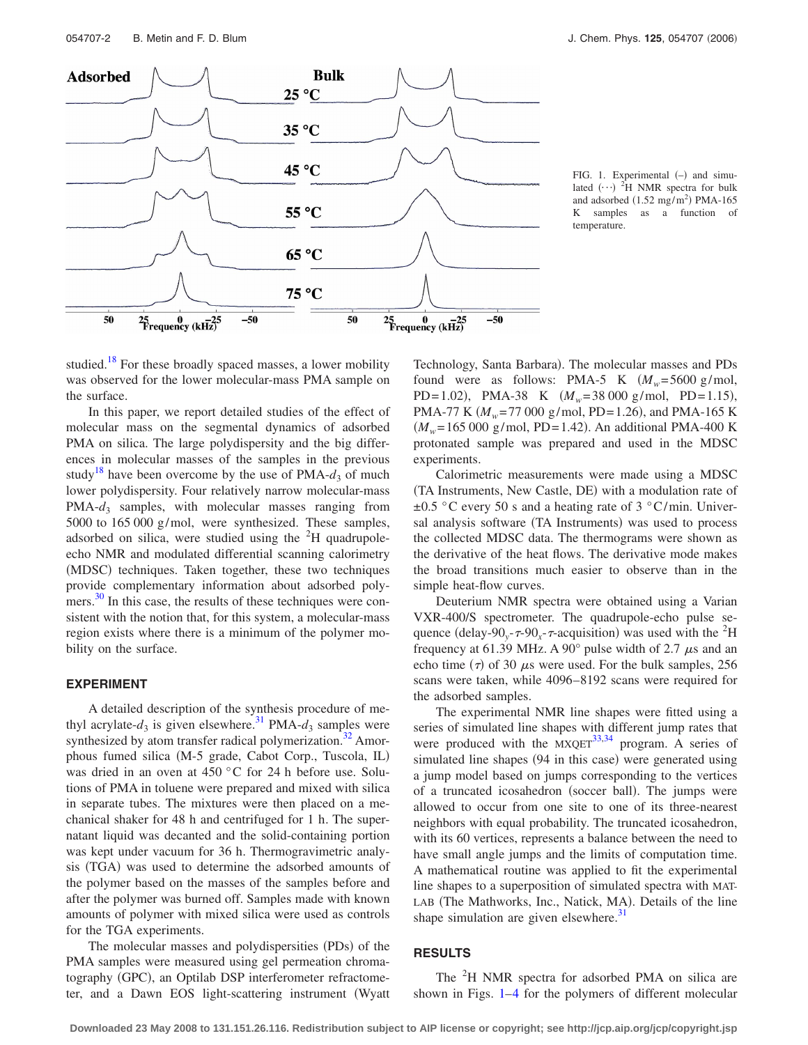FIG. 1. Experimental (–) and simulated (···) $^{2}$H NMR spectra for bulk and adsorbed (1.52 mg/m$^{2}$) PMA-165 K samples as a function of temperature.

studied.[18] For these broadly spaced masses, a lower mobility was observed for the lower molecular-mass PMA sample on the surface.

In this paper, we report detailed studies of the effect of molecular mass on the segmental dynamics of adsorbed PMA on silica. The large polydispersity and the big differences in molecular masses of the samples in the previous study[18] have been overcome by the use of PMA-$d_3$ of much lower polydispersity. Four relatively narrow molecular-mass PMA-$d_3$ samples, with molecular masses ranging from 5000 to 165 000 g/mol, were synthesized. These samples, adsorbed on silica, were studied using the $^{2}$H quadrupole-echo NMR and modulated differential scanning calorimetry (MDSC) techniques. Taken together, these two techniques provide complementary information about adsorbed polymers.[30] In this case, the results of these techniques were consistent with the notion that, for this system, a molecular-mass region exists where there is a minimum of the polymer mobility on the surface.

## EXPERIMENT

A detailed description of the synthesis procedure of methyl acrylate-$d_3$ is given elsewhere.[31] PMA-$d_3$ samples were synthesized by atom transfer radical polymerization.[32] Amorphous fumed silica (M-5 grade, Cabot Corp., Tuscola, IL) was dried in an oven at 450 °C for 24 h before use. Solutions of PMA in toluene were prepared and mixed with silica in separate tubes. The mixtures were then placed on a mechanical shaker for 48 h and centrifuged for 1 h. The supernatant liquid was decanted and the solid-containing portion was kept under vacuum for 36 h. Thermogravimetric analysis (TGA) was used to determine the adsorbed amounts of the polymer based on the masses of the samples before and after the polymer was burned off. Samples made with known amounts of polymer with mixed silica were used as controls for the TGA experiments.

The molecular masses and polydispersities (PDs) of the PMA samples were measured using gel permeation chromatography (GPC), an Optilab DSP interferometer refractometer, and a Dawn EOS light-scattering instrument (Wyatt Technology, Santa Barbara). The molecular masses and PDs found were as follows: PMA-5 K ($M_w$=5600 g/mol, PD=1.02), PMA-38 K ($M_w$=38 000 g/mol, PD=1.15), PMA-77 K ($M_w$=77 000 g/mol, PD=1.26), and PMA-165 K ($M_w$=165 000 g/mol, PD=1.42). An additional PMA-400 K protonated sample was prepared and used in the MDSC experiments.

Calorimetric measurements were made using a MDSC (TA Instruments, New Castle, DE) with a modulation rate of ±0.5 °C every 50 s and a heating rate of 3 °C/min. Universal analysis software (TA Instruments) was used to process the collected MDSC data. The thermograms were shown as the derivative of the heat flows. The derivative mode makes the broad transitions much easier to observe than in the simple heat-flow curves.

Deuterium NMR spectra were obtained using a Varian VXR-400/S spectrometer. The quadrupole-echo pulse sequence (delay-$90_y$-$\tau$-$90_x$-$\tau$-acquisition) was used with the $^{2}$H frequency at 61.39 MHz. A 90° pulse width of 2.7 $\mu$s and an echo time ($\tau$) of 30 $\mu$s were used. For the bulk samples, 256 scans were taken, while 4096–8192 scans were required for the adsorbed samples.

The experimental NMR line shapes were fitted using a series of simulated line shapes with different jump rates that were produced with the MXQET[33,34] program. A series of simulated line shapes (94 in this case) were generated using a jump model based on jumps corresponding to the vertices of a truncated icosahedron (soccer ball). The jumps were allowed to occur from one site to one of its three-nearest neighbors with equal probability. The truncated icosahedron, with its 60 vertices, represents a balance between the need to have small angle jumps and the limits of computation time. A mathematical routine was applied to fit the experimental line shapes to a superposition of simulated spectra with MATLAB (The Mathworks, Inc., Natick, MA). Details of the line shape simulation are given elsewhere.[31]

## RESULTS

The $^{2}$H NMR spectra for adsorbed PMA on silica are shown in Figs. 1–4 for the polymers of different molecular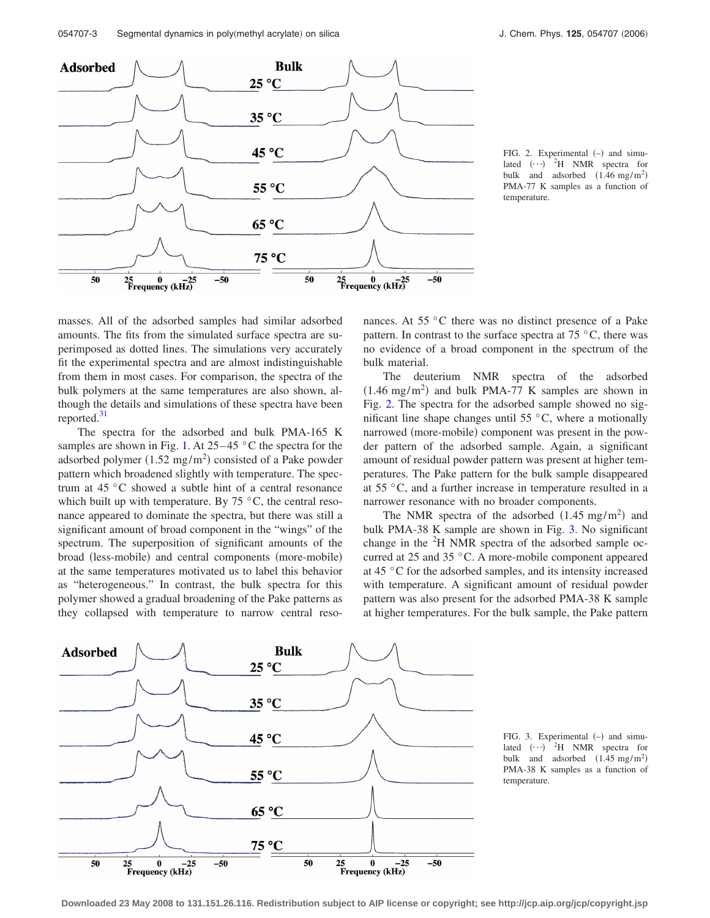FIG. 2. Experimental (–) and simulated (···) $^2$H NMR spectra for bulk and adsorbed (1.46 mg/m$^2$) PMA-77 K samples as a function of temperature.

masses. All of the adsorbed samples had similar adsorbed amounts. The fits from the simulated surface spectra are superimposed as dotted lines. The simulations very accurately fit the experimental spectra and are almost indistinguishable from them in most cases. For comparison, the spectra of the bulk polymers at the same temperatures are also shown, although the details and simulations of these spectra have been reported.[31]

The spectra for the adsorbed and bulk PMA-165 K samples are shown in Fig. 1. At 25–45 °C the spectra for the adsorbed polymer (1.52 mg/m$^2$) consisted of a Pake powder pattern which broadened slightly with temperature. The spectrum at 45 °C showed a subtle hint of a central resonance which built up with temperature. By 75 °C, the central resonance appeared to dominate the spectra, but there was still a significant amount of broad component in the "wings" of the spectrum. The superposition of significant amounts of the broad (less-mobile) and central components (more-mobile) at the same temperatures motivated us to label this behavior as "heterogeneous." In contrast, the bulk spectra for this polymer showed a gradual broadening of the Pake patterns as they collapsed with temperature to narrow central resonances. At 55 °C there was no distinct presence of a Pake pattern. In contrast to the surface spectra at 75 °C, there was no evidence of a broad component in the spectrum of the bulk material.

The deuterium NMR spectra of the adsorbed (1.46 mg/m$^2$) and bulk PMA-77 K samples are shown in Fig. 2. The spectra for the adsorbed sample showed no significant line shape changes until 55 °C, where a motionally narrowed (more-mobile) component was present in the powder pattern of the adsorbed sample. Again, a significant amount of residual powder pattern was present at higher temperatures. The Pake pattern for the bulk sample disappeared at 55 °C, and a further increase in temperature resulted in a narrower resonance with no broader components.

The NMR spectra of the adsorbed (1.45 mg/m$^2$) and bulk PMA-38 K sample are shown in Fig. 3. No significant change in the $^2$H NMR spectra of the adsorbed sample occurred at 25 and 35 °C. A more-mobile component appeared at 45 °C for the adsorbed samples, and its intensity increased with temperature. A significant amount of residual powder pattern was also present for the adsorbed PMA-38 K sample at higher temperatures. For the bulk sample, the Pake pattern

FIG. 3. Experimental (–) and simulated (···) $^2$H NMR spectra for bulk and adsorbed (1.45 mg/m$^2$) PMA-38 K samples as a function of temperature.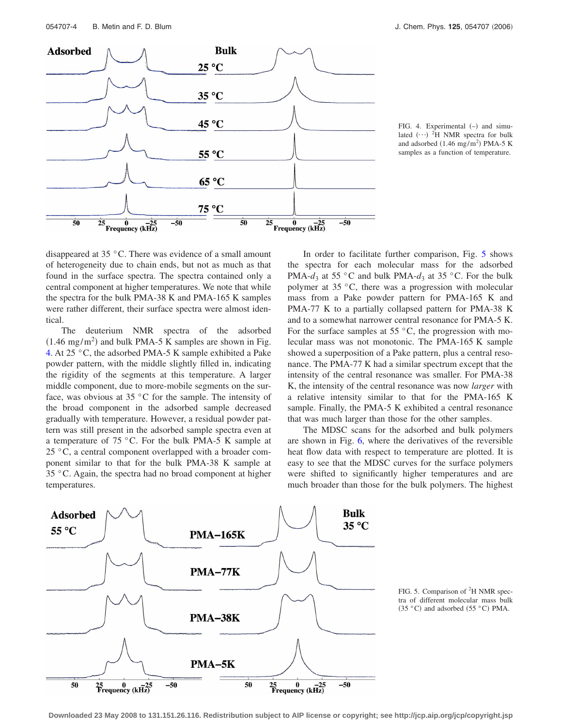FIG. 4. Experimental (–) and simulated (···) $^2$H NMR spectra for bulk and adsorbed (1.46 mg/m$^2$) PMA-5 K samples as a function of temperature.

disappeared at 35 °C. There was evidence of a small amount of heterogeneity due to chain ends, but not as much as that found in the surface spectra. The spectra contained only a central component at higher temperatures. We note that while the spectra for the bulk PMA-38 K and PMA-165 K samples were rather different, their surface spectra were almost identical.

The deuterium NMR spectra of the adsorbed (1.46 mg/m$^2$) and bulk PMA-5 K samples are shown in Fig. 4. At 25 °C, the adsorbed PMA-5 K sample exhibited a Pake powder pattern, with the middle slightly filled in, indicating the rigidity of the segments at this temperature. A larger middle component, due to more-mobile segments on the surface, was obvious at 35 °C for the sample. The intensity of the broad component in the adsorbed sample decreased gradually with temperature. However, a residual powder pattern was still present in the adsorbed sample spectra even at a temperature of 75 °C. For the bulk PMA-5 K sample at 25 °C, a central component overlapped with a broader component similar to that for the bulk PMA-38 K sample at 35 °C. Again, the spectra had no broad component at higher temperatures.

In order to facilitate further comparison, Fig. 5 shows the spectra for each molecular mass for the adsorbed PMA-$d_3$ at 55 °C and bulk PMA-$d_3$ at 35 °C. For the bulk polymer at 35 °C, there was a progression with molecular mass from a Pake powder pattern for PMA-165 K and PMA-77 K to a partially collapsed pattern for PMA-38 K and to a somewhat narrower central resonance for PMA-5 K. For the surface samples at 55 °C, the progression with molecular mass was not monotonic. The PMA-165 K sample showed a superposition of a Pake pattern, plus a central resonance. The PMA-77 K had a similar spectrum except that the intensity of the central resonance was smaller. For PMA-38 K, the intensity of the central resonance was now *larger* with a relative intensity similar to that for the PMA-165 K sample. Finally, the PMA-5 K exhibited a central resonance that was much larger than those for the other samples.

The MDSC scans for the adsorbed and bulk polymers are shown in Fig. 6, where the derivatives of the reversible heat flow data with respect to temperature are plotted. It is easy to see that the MDSC curves for the surface polymers were shifted to significantly higher temperatures and are much broader than those for the bulk polymers. The highest

FIG. 5. Comparison of $^2$H NMR spectra of different molecular mass bulk (35 °C) and adsorbed (55 °C) PMA.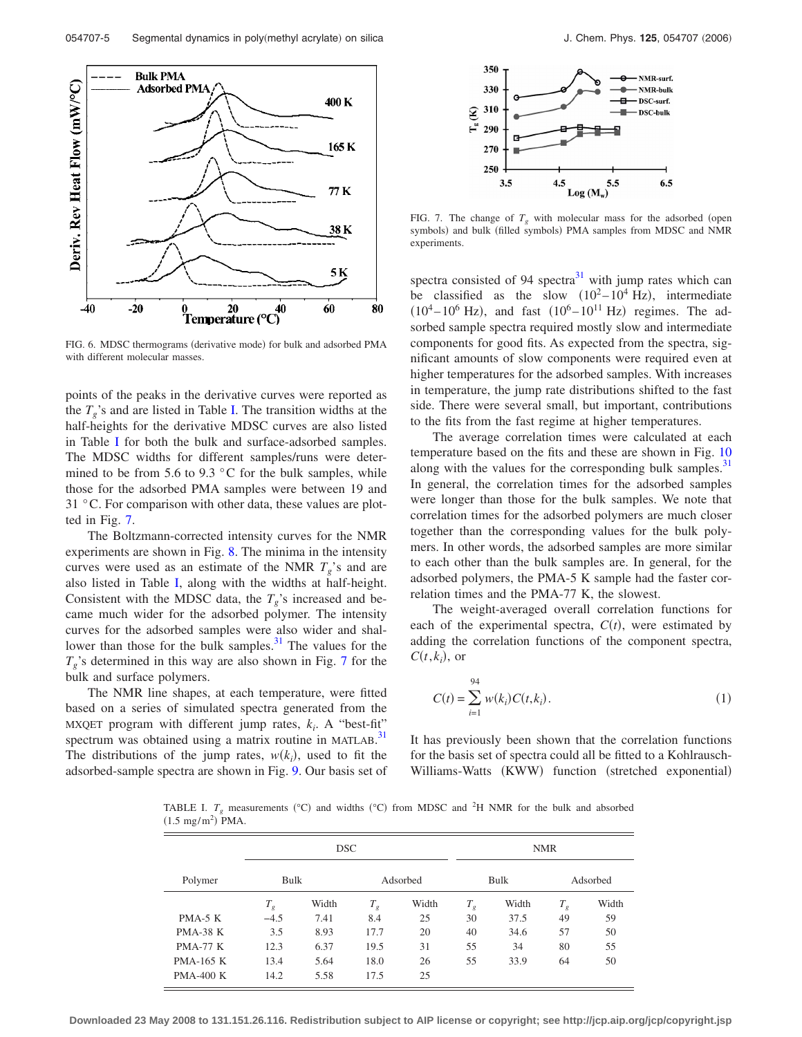FIG. 6. MDSC thermograms (derivative mode) for bulk and adsorbed PMA with different molecular masses.

points of the peaks in the derivative curves were reported as the $T_g$'s and are listed in Table I. The transition widths at the half-heights for the derivative MDSC curves are also listed in Table I for both the bulk and surface-adsorbed samples. The MDSC widths for different samples/runs were determined to be from 5.6 to 9.3 °C for the bulk samples, while those for the adsorbed PMA samples were between 19 and 31 °C. For comparison with other data, these values are plotted in Fig. 7.

The Boltzmann-corrected intensity curves for the NMR experiments are shown in Fig. 8. The minima in the intensity curves were used as an estimate of the NMR $T_g$'s and are also listed in Table I, along with the widths at half-height. Consistent with the MDSC data, the $T_g$'s increased and became much wider for the adsorbed polymer. The intensity curves for the adsorbed samples were also wider and shallower than those for the bulk samples.[31] The values for the $T_g$'s determined in this way are also shown in Fig. 7 for the bulk and surface polymers.

The NMR line shapes, at each temperature, were fitted based on a series of simulated spectra generated from the MXQET program with different jump rates, $k_i$. A "best-fit" spectrum was obtained using a matrix routine in MATLAB.[31] The distributions of the jump rates, $w(k_i)$, used to fit the adsorbed-sample spectra are shown in Fig. 9. Our basis set of spectra consisted of 94 spectra[31] with jump rates which can be classified as the slow ($10^2$–$10^4$ Hz), intermediate ($10^4$–$10^6$ Hz), and fast ($10^6$–$10^{11}$ Hz) regimes. The adsorbed sample spectra required mostly slow and intermediate components for good fits. As expected from the spectra, significant amounts of slow components were required even at higher temperatures for the adsorbed samples. With increases in temperature, the jump rate distributions shifted to the fast side. There were several small, but important, contributions to the fits from the fast regime at higher temperatures.

FIG. 7. The change of $T_g$ with molecular mass for the adsorbed (open symbols) and bulk (filled symbols) PMA samples from MDSC and NMR experiments.

The average correlation times were calculated at each temperature based on the fits and these are shown in Fig. 10 along with the values for the corresponding bulk samples.[31] In general, the correlation times for the adsorbed samples were longer than those for the bulk samples. We note that correlation times for the adsorbed polymers are much closer together than the corresponding values for the bulk polymers. In other words, the adsorbed samples are more similar to each other than the bulk samples are. In general, for the adsorbed polymers, the PMA-5 K sample had the faster correlation times and the PMA-77 K, the slowest.

The weight-averaged overall correlation functions for each of the experimental spectra, $C(t)$, were estimated by adding the correlation functions of the component spectra, $C(t,k_i)$, or

$$C(t) = \sum_{i=1}^{94} w(k_i) C(t,k_i). \tag{1}$$

It has previously been shown that the correlation functions for the basis set of spectra could all be fitted to a Kohlrausch-Williams-Watts (KWW) function (stretched exponential)

TABLE I. $T_g$ measurements (°C) and widths (°C) from MDSC and $^2$H NMR for the bulk and absorbed (1.5 mg/m$^2$) PMA.

| Polymer | DSC | | | | NMR | | | |
|---|---|---|---|---|---|---|---|---|
| | Bulk | | Adsorbed | | Bulk | | Adsorbed | |
| | $T_g$ | Width | $T_g$ | Width | $T_g$ | Width | $T_g$ | Width |
| PMA-5 K | −4.5 | 7.41 | 8.4 | 25 | 30 | 37.5 | 49 | 59 |
| PMA-38 K | 3.5 | 8.93 | 17.7 | 20 | 40 | 34.6 | 57 | 50 |
| PMA-77 K | 12.3 | 6.37 | 19.5 | 31 | 55 | 34 | 80 | 55 |
| PMA-165 K | 13.4 | 5.64 | 18.0 | 26 | 55 | 33.9 | 64 | 50 |
| PMA-400 K | 14.2 | 5.58 | 17.5 | 25 | | | | |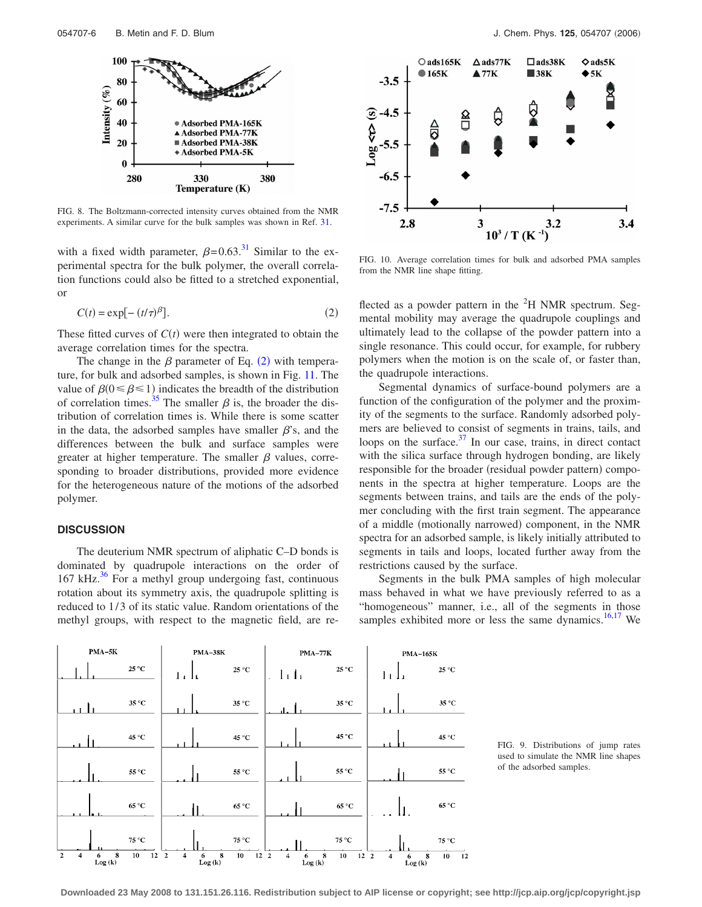FIG. 8. The Boltzmann-corrected intensity curves obtained from the NMR experiments. A similar curve for the bulk samples was shown in Ref. 31.

with a fixed width parameter, $\beta = 0.63$.[31] Similar to the experimental spectra for the bulk polymer, the overall correlation functions could also be fitted to a stretched exponential, or

$$C(t) = \exp[-(t/\tau)^{\beta}]. \quad (2)$$

These fitted curves of $C(t)$ were then integrated to obtain the average correlation times for the spectra.

The change in the $\beta$ parameter of Eq. (2) with temperature, for bulk and adsorbed samples, is shown in Fig. 11. The value of $\beta (0 \leq \beta \leq 1)$ indicates the breadth of the distribution of correlation times.[35] The smaller $\beta$ is, the broader the distribution of correlation times is. While there is some scatter in the data, the adsorbed samples have smaller $\beta$'s, and the differences between the bulk and surface samples were greater at higher temperature. The smaller $\beta$ values, corresponding to broader distributions, provided more evidence for the heterogeneous nature of the motions of the adsorbed polymer.

FIG. 10. Average correlation times for bulk and adsorbed PMA samples from the NMR line shape fitting.

## DISCUSSION

The deuterium NMR spectrum of aliphatic C–D bonds is dominated by quadrupole interactions on the order of 167 kHz.[36] For a methyl group undergoing fast, continuous rotation about its symmetry axis, the quadrupole splitting is reduced to 1/3 of its static value. Random orientations of the methyl groups, with respect to the magnetic field, are reflected as a powder pattern in the $^{2}$H NMR spectrum. Segmental mobility may average the quadrupole couplings and ultimately lead to the collapse of the powder pattern into a single resonance. This could occur, for example, for rubbery polymers when the motion is on the scale of, or faster than, the quadrupole interactions.

Segmental dynamics of surface-bound polymers are a function of the configuration of the polymer and the proximity of the segments to the surface. Randomly adsorbed polymers are believed to consist of segments in trains, tails, and loops on the surface.[37] In our case, trains, in direct contact with the silica surface through hydrogen bonding, are likely responsible for the broader (residual powder pattern) components in the spectra at higher temperature. Loops are the segments between trains, and tails are the ends of the polymer concluding with the first train segment. The appearance of a middle (motionally narrowed) component, in the NMR spectra for an adsorbed sample, is likely initially attributed to segments in tails and loops, located further away from the restrictions caused by the surface.

Segments in the bulk PMA samples of high molecular mass behaved in what we have previously referred to as a "homogeneous" manner, i.e., all of the segments in those samples exhibited more or less the same dynamics.[16,17] We

FIG. 9. Distributions of jump rates used to simulate the NMR line shapes of the adsorbed samples.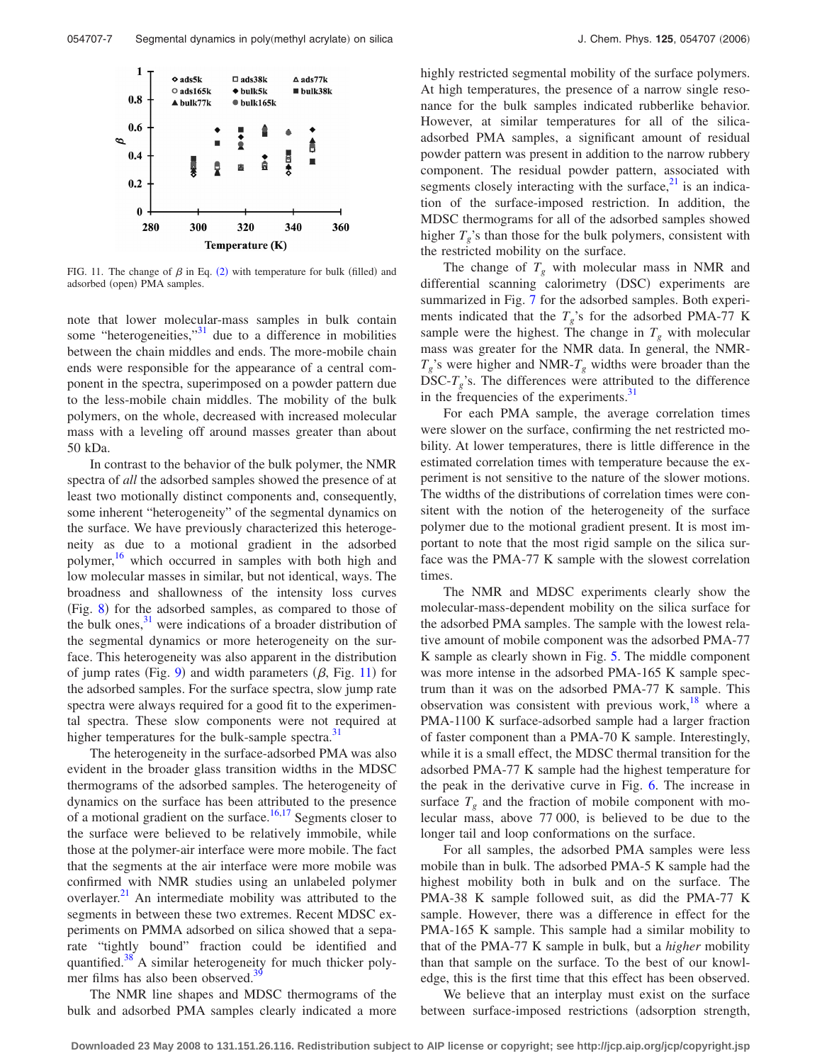FIG. 11. The change of $\beta$ in Eq. (2) with temperature for bulk (filled) and adsorbed (open) PMA samples.

note that lower molecular-mass samples in bulk contain some "heterogeneities,"[31] due to a difference in mobilities between the chain middles and ends. The more-mobile chain ends were responsible for the appearance of a central component in the spectra, superimposed on a powder pattern due to the less-mobile chain middles. The mobility of the bulk polymers, on the whole, decreased with increased molecular mass with a leveling off around masses greater than about 50 kDa.

In contrast to the behavior of the bulk polymer, the NMR spectra of *all* the adsorbed samples showed the presence of at least two motionally distinct components and, consequently, some inherent "heterogeneity" of the segmental dynamics on the surface. We have previously characterized this heterogeneity as due to a motional gradient in the adsorbed polymer,[16] which occurred in samples with both high and low molecular masses in similar, but not identical, ways. The broadness and shallowness of the intensity loss curves (Fig. 8) for the adsorbed samples, as compared to those of the bulk ones,[31] were indications of a broader distribution of the segmental dynamics or more heterogeneity on the surface. This heterogeneity was also apparent in the distribution of jump rates (Fig. 9) and width parameters ($\beta$, Fig. 11) for the adsorbed samples. For the surface spectra, slow jump rate spectra were always required for a good fit to the experimental spectra. These slow components were not required at higher temperatures for the bulk-sample spectra.[31]

The heterogeneity in the surface-adsorbed PMA was also evident in the broader glass transition widths in the MDSC thermograms of the adsorbed samples. The heterogeneity of dynamics on the surface has been attributed to the presence of a motional gradient on the surface.[16,17] Segments closer to the surface were believed to be relatively immobile, while those at the polymer-air interface were more mobile. The fact that the segments at the air interface were more mobile was confirmed with NMR studies using an unlabeled polymer overlayer.[21] An intermediate mobility was attributed to the segments in between these two extremes. Recent MDSC experiments on PMMA adsorbed on silica showed that a separate "tightly bound" fraction could be identified and quantified.[38] A similar heterogeneity for much thicker polymer films has also been observed.[39]

The NMR line shapes and MDSC thermograms of the bulk and adsorbed PMA samples clearly indicated a more highly restricted segmental mobility of the surface polymers. At high temperatures, the presence of a narrow single resonance for the bulk samples indicated rubberlike behavior. However, at similar temperatures for all of the silica-adsorbed PMA samples, a significant amount of residual powder pattern was present in addition to the narrow rubbery component. The residual powder pattern, associated with segments closely interacting with the surface,[21] is an indication of the surface-imposed restriction. In addition, the MDSC thermograms for all of the adsorbed samples showed higher $T_g$'s than those for the bulk polymers, consistent with the restricted mobility on the surface.

The change of $T_g$ with molecular mass in NMR and differential scanning calorimetry (DSC) experiments are summarized in Fig. 7 for the adsorbed samples. Both experiments indicated that the $T_g$'s for the adsorbed PMA-77 K sample were the highest. The change in $T_g$ with molecular mass was greater for the NMR data. In general, the NMR-$T_g$'s were higher and NMR-$T_g$ widths were broader than the DSC-$T_g$'s. The differences were attributed to the difference in the frequencies of the experiments.[31]

For each PMA sample, the average correlation times were slower on the surface, confirming the net restricted mobility. At lower temperatures, there is little difference in the estimated correlation times with temperature because the experiment is not sensitive to the nature of the slower motions. The widths of the distributions of correlation times were consitent with the notion of the heterogeneity of the surface polymer due to the motional gradient present. It is most important to note that the most rigid sample on the silica surface was the PMA-77 K sample with the slowest correlation times.

The NMR and MDSC experiments clearly show the molecular-mass-dependent mobility on the silica surface for the adsorbed PMA samples. The sample with the lowest relative amount of mobile component was the adsorbed PMA-77 K sample as clearly shown in Fig. 5. The middle component was more intense in the adsorbed PMA-165 K sample spectrum than it was on the adsorbed PMA-77 K sample. This observation was consistent with previous work,[18] where a PMA-1100 K surface-adsorbed sample had a larger fraction of faster component than a PMA-70 K sample. Interestingly, while it is a small effect, the MDSC thermal transition for the adsorbed PMA-77 K sample had the highest temperature for the peak in the derivative curve in Fig. 6. The increase in surface $T_g$ and the fraction of mobile component with molecular mass, above 77 000, is believed to be due to the longer tail and loop conformations on the surface.

For all samples, the adsorbed PMA samples were less mobile than in bulk. The adsorbed PMA-5 K sample had the highest mobility both in bulk and on the surface. The PMA-38 K sample followed suit, as did the PMA-77 K sample. However, there was a difference in effect for the PMA-165 K sample. This sample had a similar mobility to that of the PMA-77 K sample in bulk, but a *higher* mobility than that sample on the surface. To the best of our knowledge, this is the first time that this effect has been observed.

We believe that an interplay must exist on the surface between surface-imposed restrictions (adsorption strength,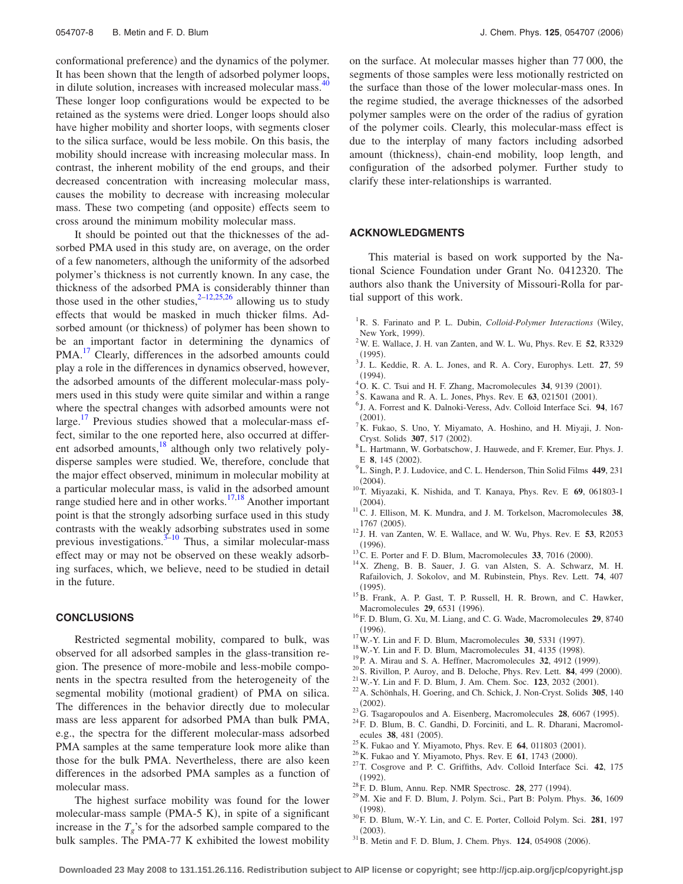conformational preference) and the dynamics of the polymer. It has been shown that the length of adsorbed polymer loops, in dilute solution, increases with increased molecular mass.[40] These longer loop configurations would be expected to be retained as the systems were dried. Longer loops should also have higher mobility and shorter loops, with segments closer to the silica surface, would be less mobile. On this basis, the mobility should increase with increasing molecular mass. In contrast, the inherent mobility of the end groups, and their decreased concentration with increasing molecular mass, causes the mobility to decrease with increasing molecular mass. These two competing (and opposite) effects seem to cross around the minimum mobility molecular mass.

It should be pointed out that the thicknesses of the adsorbed PMA used in this study are, on average, on the order of a few nanometers, although the uniformity of the adsorbed polymer's thickness is not currently known. In any case, the thickness of the adsorbed PMA is considerably thinner than those used in the other studies,[2–12,25,26] allowing us to study effects that would be masked in much thicker films. Adsorbed amount (or thickness) of polymer has been shown to be an important factor in determining the dynamics of PMA.[17] Clearly, differences in the adsorbed amounts could play a role in the differences in dynamics observed, however, the adsorbed amounts of the different molecular-mass polymers used in this study were quite similar and within a range where the spectral changes with adsorbed amounts were not large.[17] Previous studies showed that a molecular-mass effect, similar to the one reported here, also occurred at different adsorbed amounts,[18] although only two relatively polydisperse samples were studied. We, therefore, conclude that the major effect observed, minimum in molecular mobility at a particular molecular mass, is valid in the adsorbed amount range studied here and in other works.[17,18] Another important point is that the strongly adsorbing surface used in this study contrasts with the weakly adsorbing substrates used in some previous investigations.[3–10] Thus, a similar molecular-mass effect may or may not be observed on these weakly adsorbing surfaces, which, we believe, need to be studied in detail in the future.

## CONCLUSIONS

Restricted segmental mobility, compared to bulk, was observed for all adsorbed samples in the glass-transition region. The presence of more-mobile and less-mobile components in the spectra resulted from the heterogeneity of the segmental mobility (motional gradient) of PMA on silica. The differences in the behavior directly due to molecular mass are less apparent for adsorbed PMA than bulk PMA, e.g., the spectra for the different molecular-mass adsorbed PMA samples at the same temperature look more alike than those for the bulk PMA. Nevertheless, there are also keen differences in the adsorbed PMA samples as a function of molecular mass.

The highest surface mobility was found for the lower molecular-mass sample (PMA-5 K), in spite of a significant increase in the $T_g$'s for the adsorbed sample compared to the bulk samples. The PMA-77 K exhibited the lowest mobility on the surface. At molecular masses higher than 77 000, the segments of those samples were less motionally restricted on the surface than those of the lower molecular-mass ones. In the regime studied, the average thicknesses of the adsorbed polymer samples were on the order of the radius of gyration of the polymer coils. Clearly, this molecular-mass effect is due to the interplay of many factors including adsorbed amount (thickness), chain-end mobility, loop length, and configuration of the adsorbed polymer. Further study to clarify these inter-relationships is warranted.

## ACKNOWLEDGMENTS

This material is based on work supported by the National Science Foundation under Grant No. 0412320. The authors also thank the University of Missouri-Rolla for partial support of this work.

1. R. S. Farinato and P. L. Dubin, *Colloid-Polymer Interactions* (Wiley, New York, 1999).
2. W. E. Wallace, J. H. van Zanten, and W. L. Wu, Phys. Rev. E **52**, R3329 (1995).
3. J. L. Keddie, R. A. L. Jones, and R. A. Cory, Europhys. Lett. **27**, 59 (1994).
4. O. K. C. Tsui and H. F. Zhang, Macromolecules **34**, 9139 (2001).
5. S. Kawana and R. A. L. Jones, Phys. Rev. E **63**, 021501 (2001).
6. J. A. Forrest and K. Dalnoki-Veress, Adv. Colloid Interface Sci. **94**, 167 (2001).
7. K. Fukao, S. Uno, Y. Miyamato, A. Hoshino, and H. Miyaji, J. Non-Cryst. Solids **307**, 517 (2002).
8. L. Hartmann, W. Gorbatschow, J. Hauwede, and F. Kremer, Eur. Phys. J. E **8**, 145 (2002).
9. L. Singh, P. J. Ludovice, and C. L. Henderson, Thin Solid Films **449**, 231 (2004).
10. T. Miyazaki, K. Nishida, and T. Kanaya, Phys. Rev. E **69**, 061803-1 (2004).
11. C. J. Ellison, M. K. Mundra, and J. M. Torkelson, Macromolecules **38**, 1767 (2005).
12. J. H. van Zanten, W. E. Wallace, and W. Wu, Phys. Rev. E **53**, R2053 (1996).
13. C. E. Porter and F. D. Blum, Macromolecules **33**, 7016 (2000).
14. X. Zheng, B. B. Sauer, J. G. van Alsten, S. A. Schwarz, M. H. Rafailovich, J. Sokolov, and M. Rubinstein, Phys. Rev. Lett. **74**, 407 (1995).
15. B. Frank, A. P. Gast, T. P. Russell, H. R. Brown, and C. Hawker, Macromolecules **29**, 6531 (1996).
16. F. D. Blum, G. Xu, M. Liang, and C. G. Wade, Macromolecules **29**, 8740 (1996).
17. W.-Y. Lin and F. D. Blum, Macromolecules **30**, 5331 (1997).
18. W.-Y. Lin and F. D. Blum, Macromolecules **31**, 4135 (1998).
19. P. A. Mirau and S. A. Heffner, Macromolecules **32**, 4912 (1999).
20. S. Rivillon, P. Auroy, and B. Deloche, Phys. Rev. Lett. **84**, 499 (2000).
21. W.-Y. Lin and F. D. Blum, J. Am. Chem. Soc. **123**, 2032 (2001).
22. A. Schönhals, H. Goering, and Ch. Schick, J. Non-Cryst. Solids **305**, 140 (2002).
23. G. Tsagaropoulos and A. Eisenberg, Macromolecules **28**, 6067 (1995).
24. F. D. Blum, B. C. Gandhi, D. Forciniti, and L. R. Dharani, Macromolecules **38**, 481 (2005).
25. K. Fukao and Y. Miyamoto, Phys. Rev. E **64**, 011803 (2001).
26. K. Fukao and Y. Miyamoto, Phys. Rev. E **61**, 1743 (2000).
27. T. Cosgrove and P. C. Griffiths, Adv. Colloid Interface Sci. **42**, 175 (1992).
28. F. D. Blum, Annu. Rep. NMR Spectrosc. **28**, 277 (1994).
29. M. Xie and F. D. Blum, J. Polym. Sci., Part B: Polym. Phys. **36**, 1609 (1998).
30. F. D. Blum, W.-Y. Lin, and C. E. Porter, Colloid Polym. Sci. **281**, 197 (2003).
31. B. Metin and F. D. Blum, J. Chem. Phys. **124**, 054908 (2006).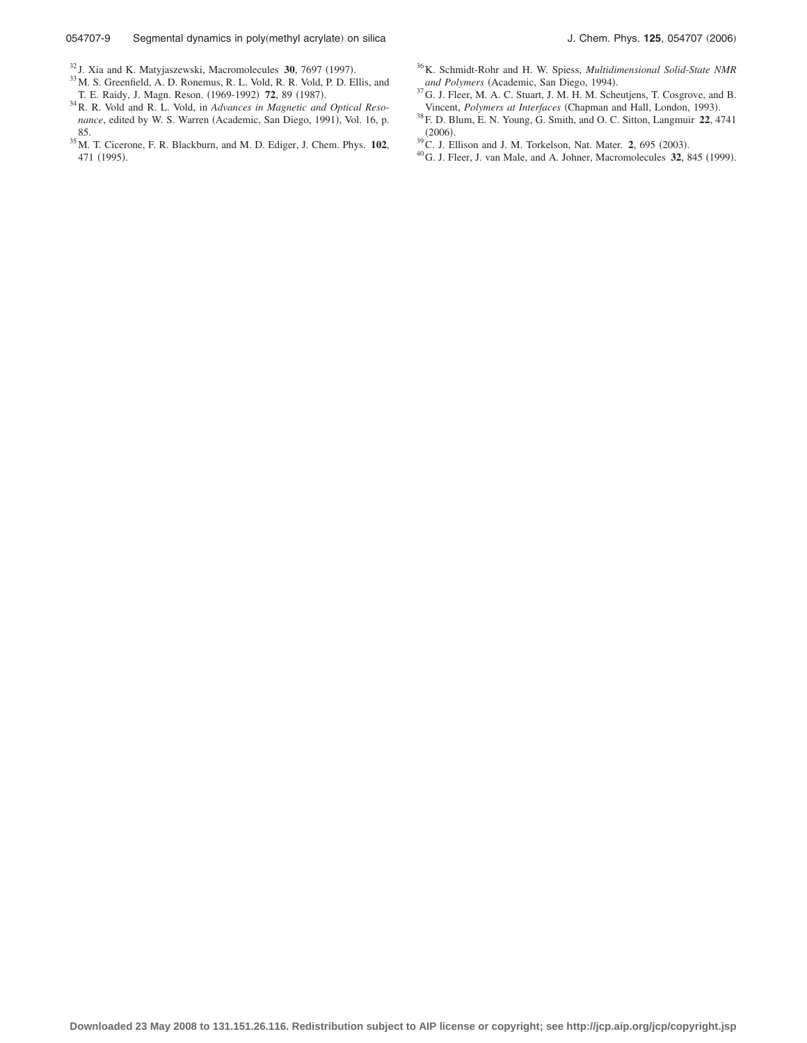[32] J. Xia and K. Matyjaszewski, Macromolecules **30**, 7697 (1997).

[33] M. S. Greenfield, A. D. Ronemus, R. L. Vold, R. R. Vold, P. D. Ellis, and T. E. Raidy, J. Magn. Reson. (1969-1992) **72**, 89 (1987).

[34] R. R. Vold and R. L. Vold, in *Advances in Magnetic and Optical Resonance*, edited by W. S. Warren (Academic, San Diego, 1991), Vol. 16, p. 85.

[35] M. T. Cicerone, F. R. Blackburn, and M. D. Ediger, J. Chem. Phys. **102**, 471 (1995).

[36] K. Schmidt-Rohr and H. W. Spiess, *Multidimensional Solid-State NMR and Polymers* (Academic, San Diego, 1994).

[37] G. J. Fleer, M. A. C. Stuart, J. M. H. M. Scheutjens, T. Cosgrove, and B. Vincent, *Polymers at Interfaces* (Chapman and Hall, London, 1993).

[38] F. D. Blum, E. N. Young, G. Smith, and O. C. Sitton, Langmuir **22**, 4741 (2006).

[39] C. J. Ellison and J. M. Torkelson, Nat. Mater. **2**, 695 (2003).

[40] G. J. Fleer, J. van Male, and A. Johner, Macromolecules **32**, 845 (1999).